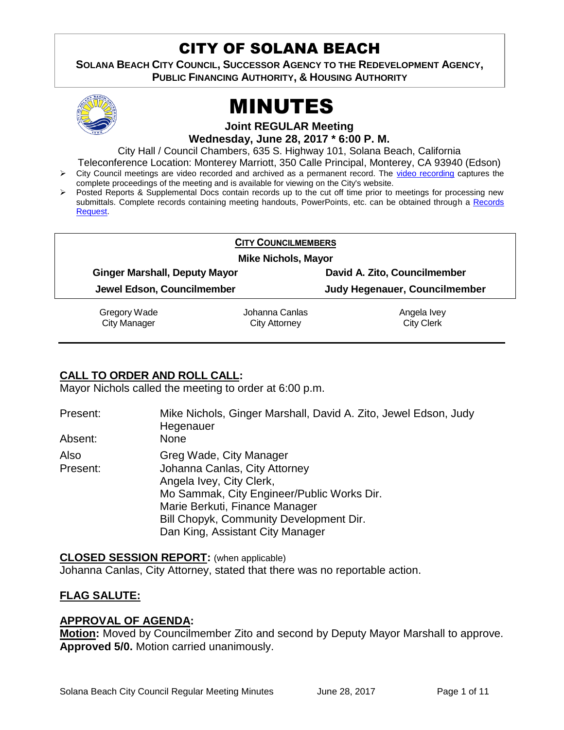# CITY OF SOLANA BEACH

**SOLANA BEACH CITY COUNCIL, SUCCESSOR AGENCY TO THE REDEVELOPMENT AGENCY, PUBLIC FINANCING AUTHORITY, & HOUSING AUTHORITY**

# MINUTES

**Joint REGULAR Meeting**
**Wednesday, June 28, 2017 * 6:00 P. M.**

City Hall / Council Chambers, 635 S. Highway 101, Solana Beach, California
Teleconference Location: Monterey Marriott, 350 Calle Principal, Monterey, CA 93940 (Edson)

- City Council meetings are video recorded and archived as a permanent record. The video recording captures the complete proceedings of the meeting and is available for viewing on the City's website.
- Posted Reports & Supplemental Docs contain records up to the cut off time prior to meetings for processing new submittals. Complete records containing meeting handouts, PowerPoints, etc. can be obtained through a Records Request.

**CITY COUNCILMEMBERS**

**Mike Nichols, Mayor**

**Ginger Marshall, Deputy Mayor** | **David A. Zito, Councilmember**

**Jewel Edson, Councilmember** | **Judy Hegenauer, Councilmember**

Gregory Wade, City Manager | Johanna Canlas, City Attorney | Angela Ivey, City Clerk

## CALL TO ORDER AND ROLL CALL:

Mayor Nichols called the meeting to order at 6:00 p.m.

Present: Mike Nichols, Ginger Marshall, David A. Zito, Jewel Edson, Judy Hegenauer

Absent: None

Also Present:
Greg Wade, City Manager
Johanna Canlas, City Attorney
Angela Ivey, City Clerk,
Mo Sammak, City Engineer/Public Works Dir.
Marie Berkuti, Finance Manager
Bill Chopyk, Community Development Dir.
Dan King, Assistant City Manager

## CLOSED SESSION REPORT: (when applicable)

Johanna Canlas, City Attorney, stated that there was no reportable action.

## FLAG SALUTE:

## APPROVAL OF AGENDA:

**Motion:** Moved by Councilmember Zito and second by Deputy Mayor Marshall to approve. **Approved 5/0.** Motion carried unanimously.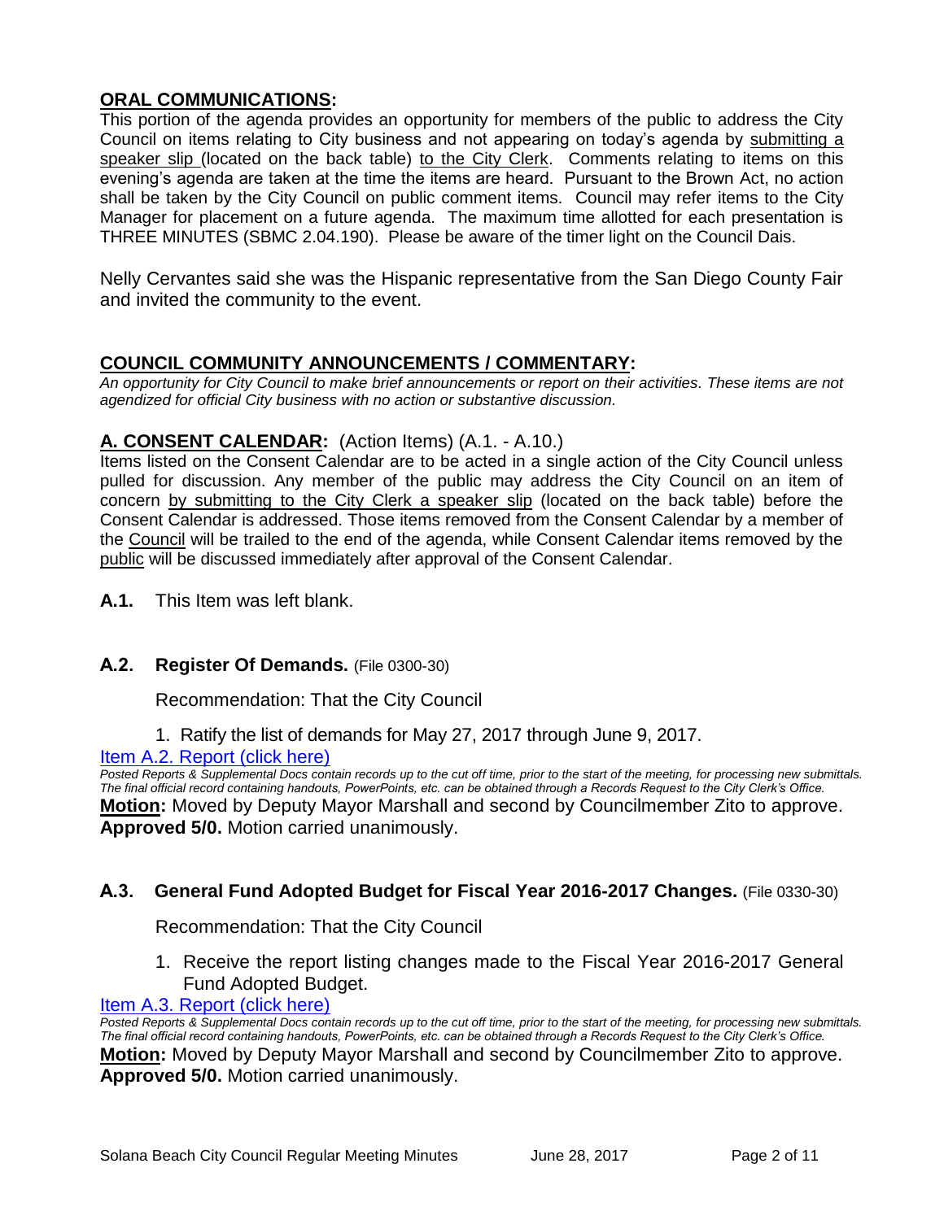## **ORAL COMMUNICATIONS:**

This portion of the agenda provides an opportunity for members of the public to address the City Council on items relating to City business and not appearing on today's agenda by submitting a speaker slip (located on the back table) to the City Clerk. Comments relating to items on this evening's agenda are taken at the time the items are heard. Pursuant to the Brown Act, no action shall be taken by the City Council on public comment items. Council may refer items to the City Manager for placement on a future agenda. The maximum time allotted for each presentation is THREE MINUTES (SBMC 2.04.190). Please be aware of the timer light on the Council Dais.

Nelly Cervantes said she was the Hispanic representative from the San Diego County Fair and invited the community to the event.

## **COUNCIL COMMUNITY ANNOUNCEMENTS / COMMENTARY:**

*An opportunity for City Council to make brief announcements or report on their activities. These items are not agendized for official City business with no action or substantive discussion.*

## **A. CONSENT CALENDAR:** (Action Items) (A.1. - A.10.)

Items listed on the Consent Calendar are to be acted in a single action of the City Council unless pulled for discussion. Any member of the public may address the City Council on an item of concern by submitting to the City Clerk a speaker slip (located on the back table) before the Consent Calendar is addressed. Those items removed from the Consent Calendar by a member of the Council will be trailed to the end of the agenda, while Consent Calendar items removed by the public will be discussed immediately after approval of the Consent Calendar.

**A.1.** This Item was left blank.

### **A.2. Register Of Demands.** (File 0300-30)

Recommendation: That the City Council

1. Ratify the list of demands for May 27, 2017 through June 9, 2017.

Item A.2. Report (click here)

*Posted Reports & Supplemental Docs contain records up to the cut off time, prior to the start of the meeting, for processing new submittals. The final official record containing handouts, PowerPoints, etc. can be obtained through a Records Request to the City Clerk's Office.*

**Motion:** Moved by Deputy Mayor Marshall and second by Councilmember Zito to approve. **Approved 5/0.** Motion carried unanimously.

### **A.3. General Fund Adopted Budget for Fiscal Year 2016-2017 Changes.** (File 0330-30)

Recommendation: That the City Council

1. Receive the report listing changes made to the Fiscal Year 2016-2017 General Fund Adopted Budget.

Item A.3. Report (click here)

*Posted Reports & Supplemental Docs contain records up to the cut off time, prior to the start of the meeting, for processing new submittals. The final official record containing handouts, PowerPoints, etc. can be obtained through a Records Request to the City Clerk's Office.*

**Motion:** Moved by Deputy Mayor Marshall and second by Councilmember Zito to approve. **Approved 5/0.** Motion carried unanimously.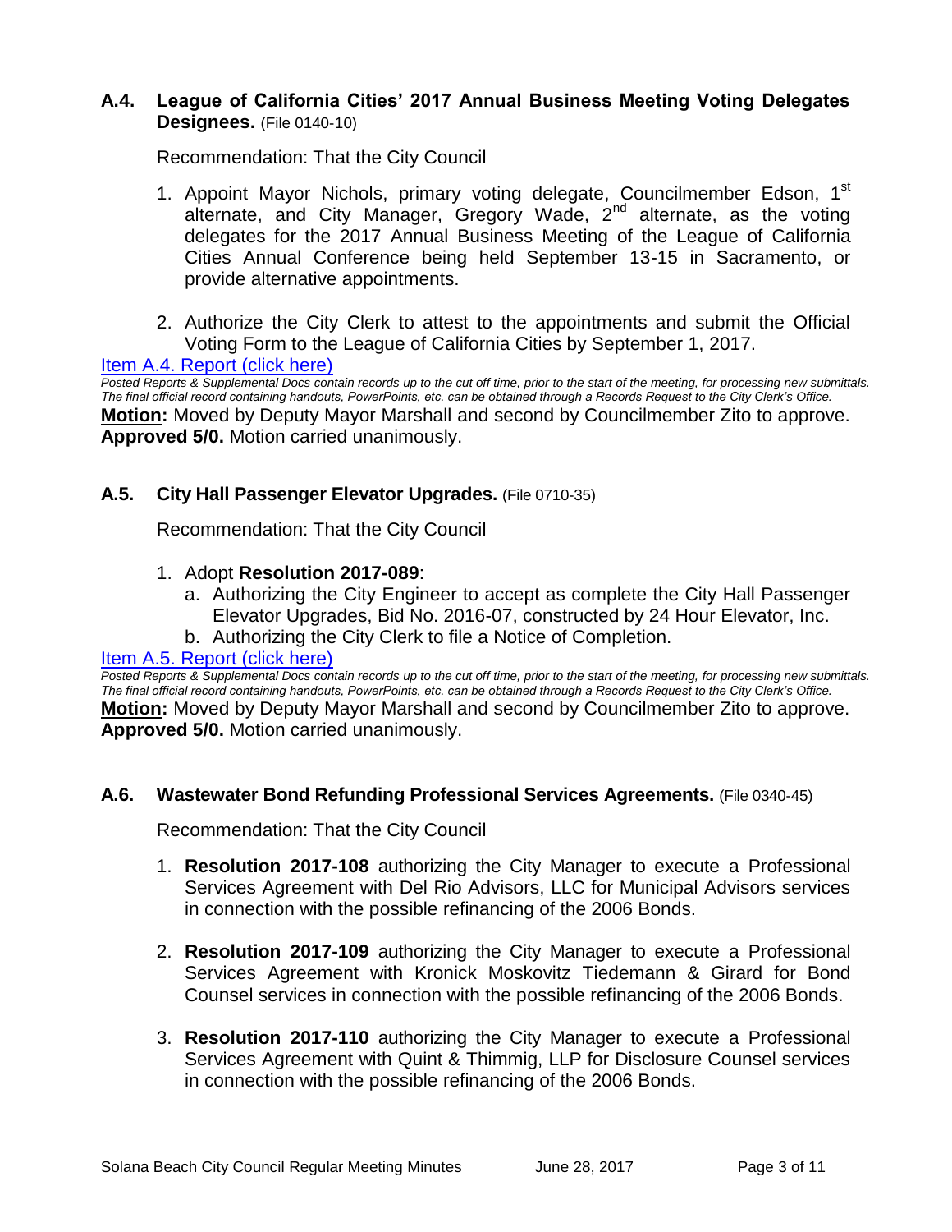### A.4. League of California Cities' 2017 Annual Business Meeting Voting Delegates Designees. (File 0140-10)

Recommendation: That the City Council

1. Appoint Mayor Nichols, primary voting delegate, Councilmember Edson, 1st alternate, and City Manager, Gregory Wade, 2nd alternate, as the voting delegates for the 2017 Annual Business Meeting of the League of California Cities Annual Conference being held September 13-15 in Sacramento, or provide alternative appointments.

2. Authorize the City Clerk to attest to the appointments and submit the Official Voting Form to the League of California Cities by September 1, 2017.

Item A.4. Report (click here)

*Posted Reports & Supplemental Docs contain records up to the cut off time, prior to the start of the meeting, for processing new submittals. The final official record containing handouts, PowerPoints, etc. can be obtained through a Records Request to the City Clerk's Office.*

**Motion:** Moved by Deputy Mayor Marshall and second by Councilmember Zito to approve. **Approved 5/0.** Motion carried unanimously.

### A.5. City Hall Passenger Elevator Upgrades. (File 0710-35)

Recommendation: That the City Council

1. Adopt **Resolution 2017-089**:
   a. Authorizing the City Engineer to accept as complete the City Hall Passenger Elevator Upgrades, Bid No. 2016-07, constructed by 24 Hour Elevator, Inc.
   b. Authorizing the City Clerk to file a Notice of Completion.

Item A.5. Report (click here)

*Posted Reports & Supplemental Docs contain records up to the cut off time, prior to the start of the meeting, for processing new submittals. The final official record containing handouts, PowerPoints, etc. can be obtained through a Records Request to the City Clerk's Office.*

**Motion:** Moved by Deputy Mayor Marshall and second by Councilmember Zito to approve. **Approved 5/0.** Motion carried unanimously.

### A.6. Wastewater Bond Refunding Professional Services Agreements. (File 0340-45)

Recommendation: That the City Council

1. **Resolution 2017-108** authorizing the City Manager to execute a Professional Services Agreement with Del Rio Advisors, LLC for Municipal Advisors services in connection with the possible refinancing of the 2006 Bonds.

2. **Resolution 2017-109** authorizing the City Manager to execute a Professional Services Agreement with Kronick Moskovitz Tiedemann & Girard for Bond Counsel services in connection with the possible refinancing of the 2006 Bonds.

3. **Resolution 2017-110** authorizing the City Manager to execute a Professional Services Agreement with Quint & Thimmig, LLP for Disclosure Counsel services in connection with the possible refinancing of the 2006 Bonds.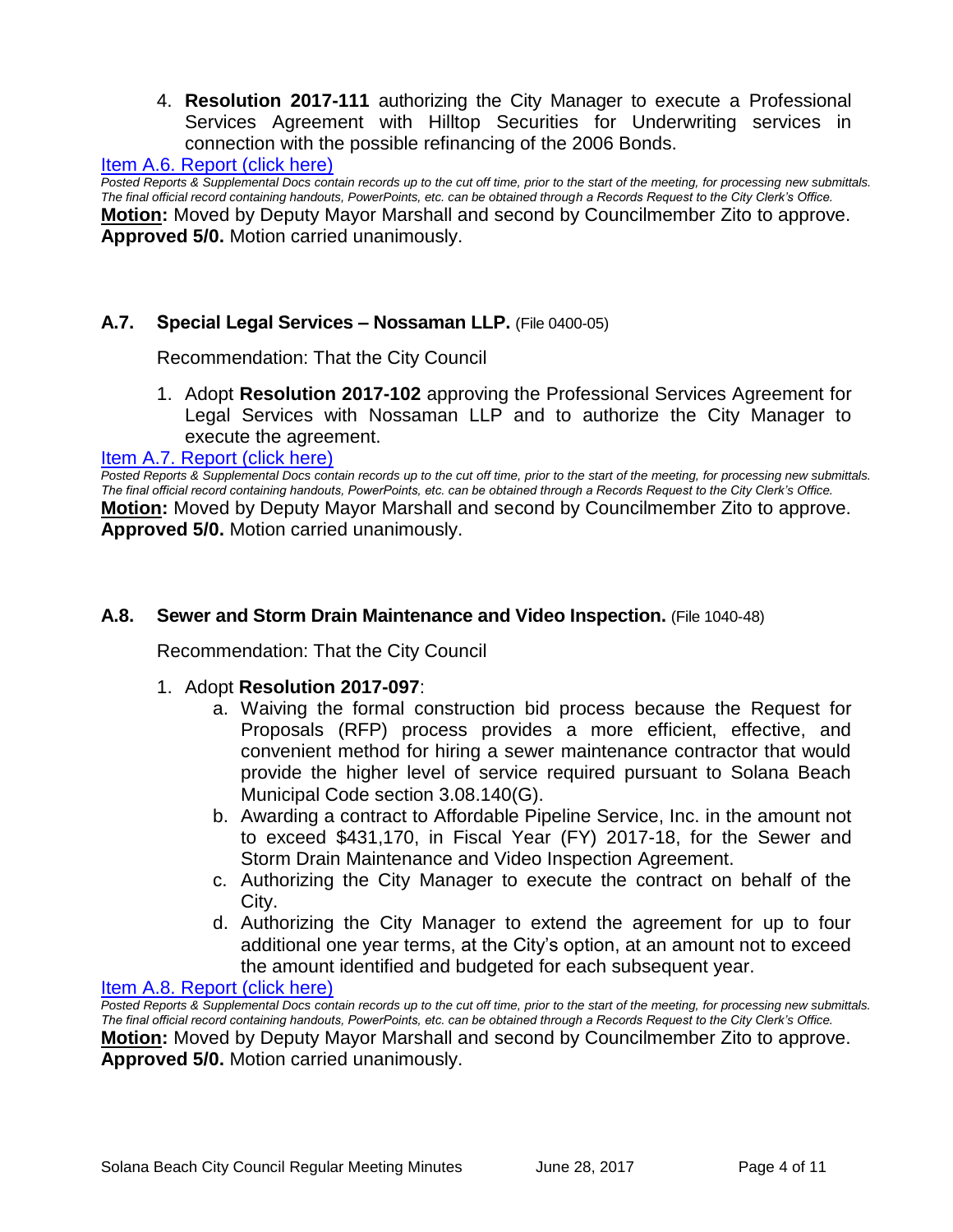4. **Resolution 2017-111** authorizing the City Manager to execute a Professional Services Agreement with Hilltop Securities for Underwriting services in connection with the possible refinancing of the 2006 Bonds.

Item A.6. Report (click here)

*Posted Reports & Supplemental Docs contain records up to the cut off time, prior to the start of the meeting, for processing new submittals. The final official record containing handouts, PowerPoints, etc. can be obtained through a Records Request to the City Clerk's Office.*

**Motion:** Moved by Deputy Mayor Marshall and second by Councilmember Zito to approve. **Approved 5/0.** Motion carried unanimously.

### A.7. Special Legal Services – Nossaman LLP. (File 0400-05)

Recommendation: That the City Council

1. Adopt **Resolution 2017-102** approving the Professional Services Agreement for Legal Services with Nossaman LLP and to authorize the City Manager to execute the agreement.

Item A.7. Report (click here)

*Posted Reports & Supplemental Docs contain records up to the cut off time, prior to the start of the meeting, for processing new submittals. The final official record containing handouts, PowerPoints, etc. can be obtained through a Records Request to the City Clerk's Office.*

**Motion:** Moved by Deputy Mayor Marshall and second by Councilmember Zito to approve. **Approved 5/0.** Motion carried unanimously.

### A.8. Sewer and Storm Drain Maintenance and Video Inspection. (File 1040-48)

Recommendation: That the City Council

1. Adopt **Resolution 2017-097**:
   a. Waiving the formal construction bid process because the Request for Proposals (RFP) process provides a more efficient, effective, and convenient method for hiring a sewer maintenance contractor that would provide the higher level of service required pursuant to Solana Beach Municipal Code section 3.08.140(G).
   b. Awarding a contract to Affordable Pipeline Service, Inc. in the amount not to exceed $431,170, in Fiscal Year (FY) 2017-18, for the Sewer and Storm Drain Maintenance and Video Inspection Agreement.
   c. Authorizing the City Manager to execute the contract on behalf of the City.
   d. Authorizing the City Manager to extend the agreement for up to four additional one year terms, at the City's option, at an amount not to exceed the amount identified and budgeted for each subsequent year.

Item A.8. Report (click here)

*Posted Reports & Supplemental Docs contain records up to the cut off time, prior to the start of the meeting, for processing new submittals. The final official record containing handouts, PowerPoints, etc. can be obtained through a Records Request to the City Clerk's Office.*

**Motion:** Moved by Deputy Mayor Marshall and second by Councilmember Zito to approve. **Approved 5/0.** Motion carried unanimously.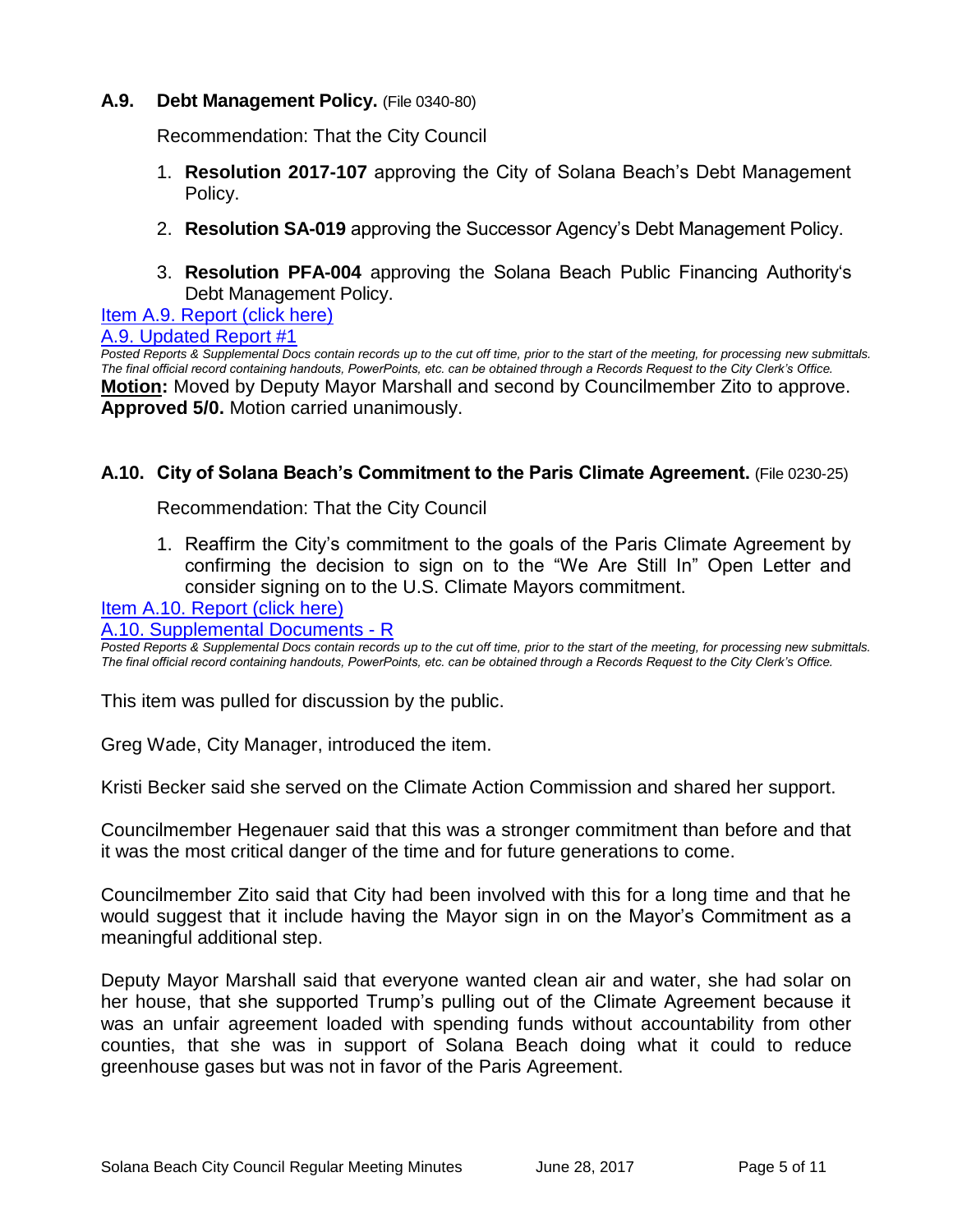### A.9. Debt Management Policy. (File 0340-80)

Recommendation: That the City Council

1. **Resolution 2017-107** approving the City of Solana Beach's Debt Management Policy.
2. **Resolution SA-019** approving the Successor Agency's Debt Management Policy.
3. **Resolution PFA-004** approving the Solana Beach Public Financing Authority's Debt Management Policy.

Item A.9. Report (click here)

A.9. Updated Report #1

*Posted Reports & Supplemental Docs contain records up to the cut off time, prior to the start of the meeting, for processing new submittals. The final official record containing handouts, PowerPoints, etc. can be obtained through a Records Request to the City Clerk's Office.*

**Motion:** Moved by Deputy Mayor Marshall and second by Councilmember Zito to approve. **Approved 5/0.** Motion carried unanimously.

### A.10. City of Solana Beach's Commitment to the Paris Climate Agreement. (File 0230-25)

Recommendation: That the City Council

1. Reaffirm the City's commitment to the goals of the Paris Climate Agreement by confirming the decision to sign on to the "We Are Still In" Open Letter and consider signing on to the U.S. Climate Mayors commitment.

Item A.10. Report (click here)

A.10. Supplemental Documents - R

*Posted Reports & Supplemental Docs contain records up to the cut off time, prior to the start of the meeting, for processing new submittals. The final official record containing handouts, PowerPoints, etc. can be obtained through a Records Request to the City Clerk's Office.*

This item was pulled for discussion by the public.

Greg Wade, City Manager, introduced the item.

Kristi Becker said she served on the Climate Action Commission and shared her support.

Councilmember Hegenauer said that this was a stronger commitment than before and that it was the most critical danger of the time and for future generations to come.

Councilmember Zito said that City had been involved with this for a long time and that he would suggest that it include having the Mayor sign in on the Mayor's Commitment as a meaningful additional step.

Deputy Mayor Marshall said that everyone wanted clean air and water, she had solar on her house, that she supported Trump's pulling out of the Climate Agreement because it was an unfair agreement loaded with spending funds without accountability from other counties, that she was in support of Solana Beach doing what it could to reduce greenhouse gases but was not in favor of the Paris Agreement.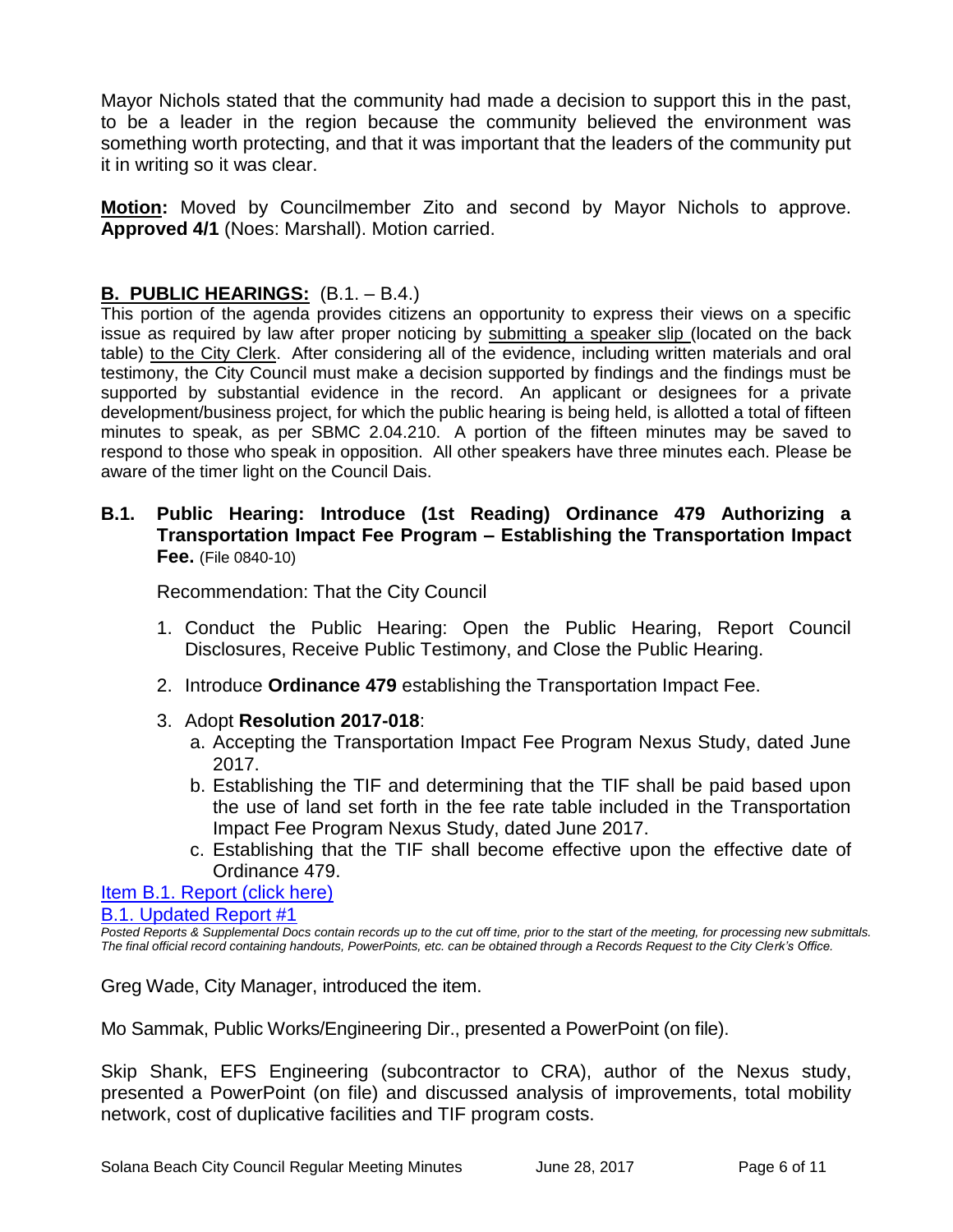Mayor Nichols stated that the community had made a decision to support this in the past, to be a leader in the region because the community believed the environment was something worth protecting, and that it was important that the leaders of the community put it in writing so it was clear.

**Motion:** Moved by Councilmember Zito and second by Mayor Nichols to approve. **Approved 4/1** (Noes: Marshall). Motion carried.

## **B. PUBLIC HEARINGS:** (B.1. – B.4.)

This portion of the agenda provides citizens an opportunity to express their views on a specific issue as required by law after proper noticing by submitting a speaker slip (located on the back table) to the City Clerk. After considering all of the evidence, including written materials and oral testimony, the City Council must make a decision supported by findings and the findings must be supported by substantial evidence in the record. An applicant or designees for a private development/business project, for which the public hearing is being held, is allotted a total of fifteen minutes to speak, as per SBMC 2.04.210. A portion of the fifteen minutes may be saved to respond to those who speak in opposition. All other speakers have three minutes each. Please be aware of the timer light on the Council Dais.

### **B.1. Public Hearing: Introduce (1st Reading) Ordinance 479 Authorizing a Transportation Impact Fee Program – Establishing the Transportation Impact Fee.** (File 0840-10)

Recommendation: That the City Council

1. Conduct the Public Hearing: Open the Public Hearing, Report Council Disclosures, Receive Public Testimony, and Close the Public Hearing.
2. Introduce **Ordinance 479** establishing the Transportation Impact Fee.
3. Adopt **Resolution 2017-018**:
   a. Accepting the Transportation Impact Fee Program Nexus Study, dated June 2017.
   b. Establishing the TIF and determining that the TIF shall be paid based upon the use of land set forth in the fee rate table included in the Transportation Impact Fee Program Nexus Study, dated June 2017.
   c. Establishing that the TIF shall become effective upon the effective date of Ordinance 479.

Item B.1. Report (click here)

B.1. Updated Report #1

*Posted Reports & Supplemental Docs contain records up to the cut off time, prior to the start of the meeting, for processing new submittals. The final official record containing handouts, PowerPoints, etc. can be obtained through a Records Request to the City Clerk's Office.*

Greg Wade, City Manager, introduced the item.

Mo Sammak, Public Works/Engineering Dir., presented a PowerPoint (on file).

Skip Shank, EFS Engineering (subcontractor to CRA), author of the Nexus study, presented a PowerPoint (on file) and discussed analysis of improvements, total mobility network, cost of duplicative facilities and TIF program costs.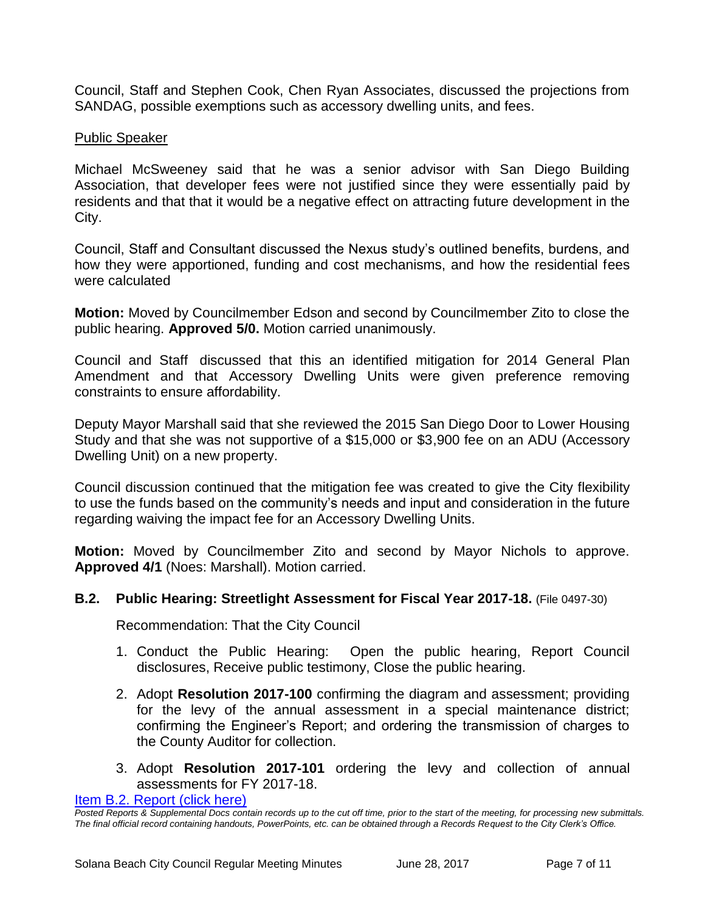Council, Staff and Stephen Cook, Chen Ryan Associates, discussed the projections from SANDAG, possible exemptions such as accessory dwelling units, and fees.

Public Speaker

Michael McSweeney said that he was a senior advisor with San Diego Building Association, that developer fees were not justified since they were essentially paid by residents and that that it would be a negative effect on attracting future development in the City.

Council, Staff and Consultant discussed the Nexus study's outlined benefits, burdens, and how they were apportioned, funding and cost mechanisms, and how the residential fees were calculated

**Motion:** Moved by Councilmember Edson and second by Councilmember Zito to close the public hearing. **Approved 5/0.** Motion carried unanimously.

Council and Staff discussed that this an identified mitigation for 2014 General Plan Amendment and that Accessory Dwelling Units were given preference removing constraints to ensure affordability.

Deputy Mayor Marshall said that she reviewed the 2015 San Diego Door to Lower Housing Study and that she was not supportive of a $15,000 or $3,900 fee on an ADU (Accessory Dwelling Unit) on a new property.

Council discussion continued that the mitigation fee was created to give the City flexibility to use the funds based on the community's needs and input and consideration in the future regarding waiving the impact fee for an Accessory Dwelling Units.

**Motion:** Moved by Councilmember Zito and second by Mayor Nichols to approve. **Approved 4/1** (Noes: Marshall). Motion carried.

### B.2. Public Hearing: Streetlight Assessment for Fiscal Year 2017-18. (File 0497-30)

Recommendation: That the City Council

1. Conduct the Public Hearing: Open the public hearing, Report Council disclosures, Receive public testimony, Close the public hearing.
2. Adopt **Resolution 2017-100** confirming the diagram and assessment; providing for the levy of the annual assessment in a special maintenance district; confirming the Engineer's Report; and ordering the transmission of charges to the County Auditor for collection.
3. Adopt **Resolution 2017-101** ordering the levy and collection of annual assessments for FY 2017-18.

Item B.2. Report (click here)

*Posted Reports & Supplemental Docs contain records up to the cut off time, prior to the start of the meeting, for processing new submittals. The final official record containing handouts, PowerPoints, etc. can be obtained through a Records Request to the City Clerk's Office.*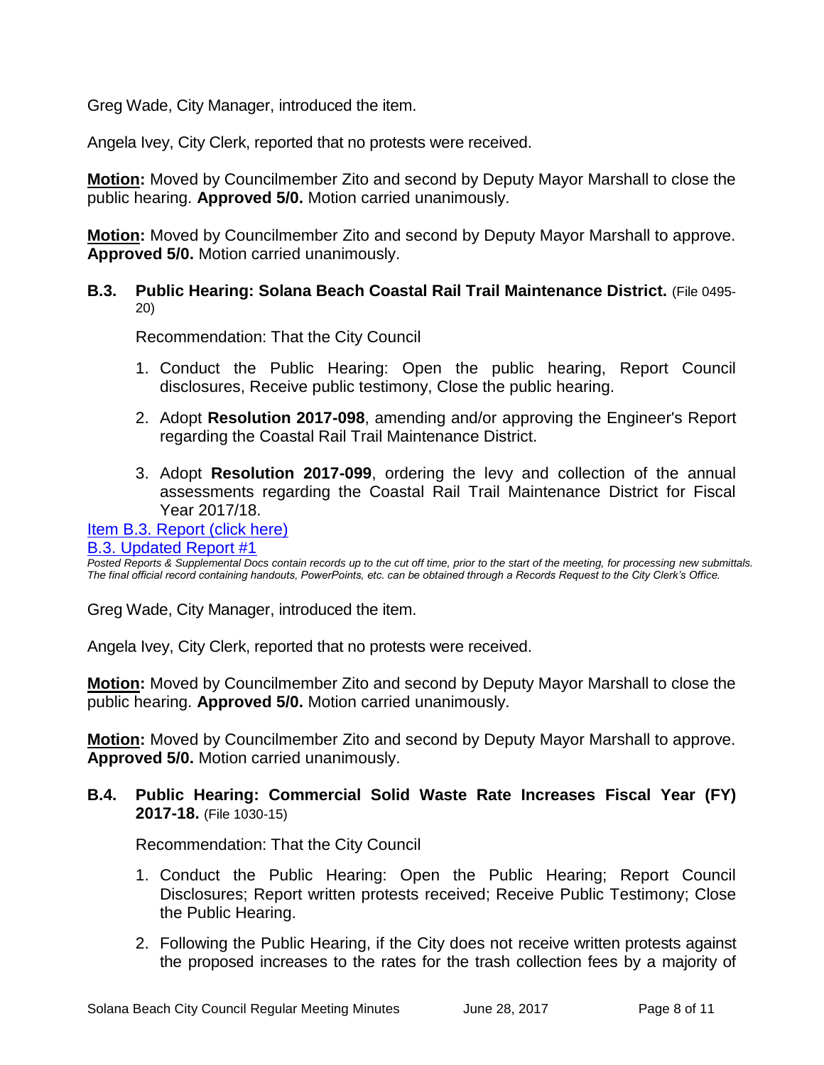Greg Wade, City Manager, introduced the item.

Angela Ivey, City Clerk, reported that no protests were received.

**Motion:** Moved by Councilmember Zito and second by Deputy Mayor Marshall to close the public hearing. **Approved 5/0.** Motion carried unanimously.

**Motion:** Moved by Councilmember Zito and second by Deputy Mayor Marshall to approve. **Approved 5/0.** Motion carried unanimously.

### B.3. Public Hearing: Solana Beach Coastal Rail Trail Maintenance District. (File 0495-20)

Recommendation: That the City Council

1. Conduct the Public Hearing: Open the public hearing, Report Council disclosures, Receive public testimony, Close the public hearing.
2. Adopt **Resolution 2017-098**, amending and/or approving the Engineer's Report regarding the Coastal Rail Trail Maintenance District.
3. Adopt **Resolution 2017-099**, ordering the levy and collection of the annual assessments regarding the Coastal Rail Trail Maintenance District for Fiscal Year 2017/18.

Item B.3. Report (click here)
B.3. Updated Report #1

*Posted Reports & Supplemental Docs contain records up to the cut off time, prior to the start of the meeting, for processing new submittals. The final official record containing handouts, PowerPoints, etc. can be obtained through a Records Request to the City Clerk's Office.*

Greg Wade, City Manager, introduced the item.

Angela Ivey, City Clerk, reported that no protests were received.

**Motion:** Moved by Councilmember Zito and second by Deputy Mayor Marshall to close the public hearing. **Approved 5/0.** Motion carried unanimously.

**Motion:** Moved by Councilmember Zito and second by Deputy Mayor Marshall to approve. **Approved 5/0.** Motion carried unanimously.

### B.4. Public Hearing: Commercial Solid Waste Rate Increases Fiscal Year (FY) 2017-18. (File 1030-15)

Recommendation: That the City Council

1. Conduct the Public Hearing: Open the Public Hearing; Report Council Disclosures; Report written protests received; Receive Public Testimony; Close the Public Hearing.
2. Following the Public Hearing, if the City does not receive written protests against the proposed increases to the rates for the trash collection fees by a majority of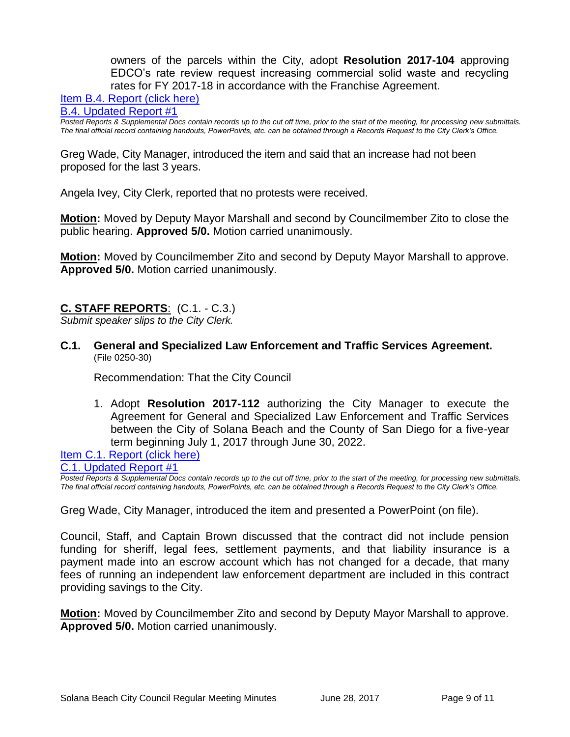owners of the parcels within the City, adopt **Resolution 2017-104** approving EDCO's rate review request increasing commercial solid waste and recycling rates for FY 2017-18 in accordance with the Franchise Agreement.

[Item B.4. Report (click here)]

[B.4. Updated Report #1]

*Posted Reports & Supplemental Docs contain records up to the cut off time, prior to the start of the meeting, for processing new submittals. The final official record containing handouts, PowerPoints, etc. can be obtained through a Records Request to the City Clerk's Office.*

Greg Wade, City Manager, introduced the item and said that an increase had not been proposed for the last 3 years.

Angela Ivey, City Clerk, reported that no protests were received.

**Motion:** Moved by Deputy Mayor Marshall and second by Councilmember Zito to close the public hearing. **Approved 5/0.** Motion carried unanimously.

**Motion:** Moved by Councilmember Zito and second by Deputy Mayor Marshall to approve. **Approved 5/0.** Motion carried unanimously.

## C. STAFF REPORTS: (C.1. - C.3.)

*Submit speaker slips to the City Clerk.*

### C.1. General and Specialized Law Enforcement and Traffic Services Agreement.

(File 0250-30)

Recommendation: That the City Council

1. Adopt **Resolution 2017-112** authorizing the City Manager to execute the Agreement for General and Specialized Law Enforcement and Traffic Services between the City of Solana Beach and the County of San Diego for a five-year term beginning July 1, 2017 through June 30, 2022.

[Item C.1. Report (click here)]

[C.1. Updated Report #1]

*Posted Reports & Supplemental Docs contain records up to the cut off time, prior to the start of the meeting, for processing new submittals. The final official record containing handouts, PowerPoints, etc. can be obtained through a Records Request to the City Clerk's Office.*

Greg Wade, City Manager, introduced the item and presented a PowerPoint (on file).

Council, Staff, and Captain Brown discussed that the contract did not include pension funding for sheriff, legal fees, settlement payments, and that liability insurance is a payment made into an escrow account which has not changed for a decade, that many fees of running an independent law enforcement department are included in this contract providing savings to the City.

**Motion:** Moved by Councilmember Zito and second by Deputy Mayor Marshall to approve. **Approved 5/0.** Motion carried unanimously.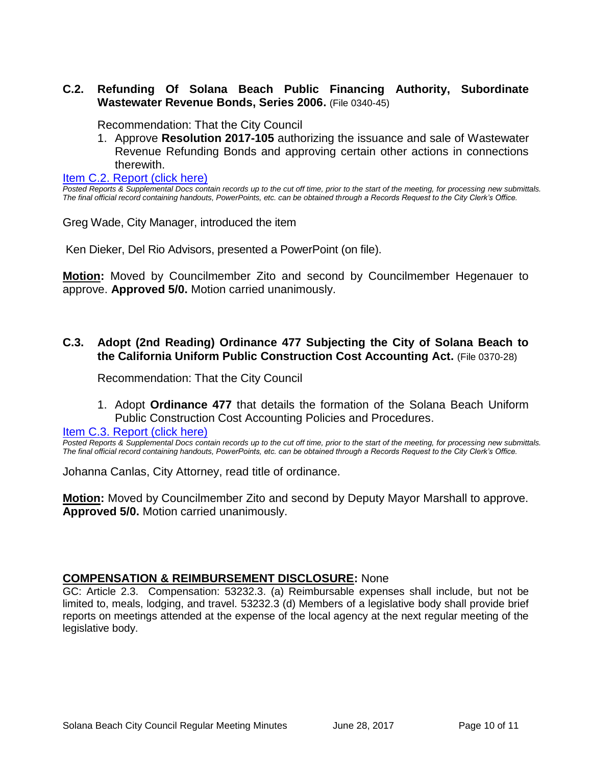### C.2. Refunding Of Solana Beach Public Financing Authority, Subordinate Wastewater Revenue Bonds, Series 2006. (File 0340-45)

Recommendation: That the City Council

1. Approve **Resolution 2017-105** authorizing the issuance and sale of Wastewater Revenue Refunding Bonds and approving certain other actions in connections therewith.

[Item C.2. Report (click here)]

*Posted Reports & Supplemental Docs contain records up to the cut off time, prior to the start of the meeting, for processing new submittals. The final official record containing handouts, PowerPoints, etc. can be obtained through a Records Request to the City Clerk's Office.*

Greg Wade, City Manager, introduced the item

Ken Dieker, Del Rio Advisors, presented a PowerPoint (on file).

**Motion:** Moved by Councilmember Zito and second by Councilmember Hegenauer to approve. **Approved 5/0.** Motion carried unanimously.

### C.3. Adopt (2nd Reading) Ordinance 477 Subjecting the City of Solana Beach to the California Uniform Public Construction Cost Accounting Act. (File 0370-28)

Recommendation: That the City Council

1. Adopt **Ordinance 477** that details the formation of the Solana Beach Uniform Public Construction Cost Accounting Policies and Procedures.

[Item C.3. Report (click here)]

*Posted Reports & Supplemental Docs contain records up to the cut off time, prior to the start of the meeting, for processing new submittals. The final official record containing handouts, PowerPoints, etc. can be obtained through a Records Request to the City Clerk's Office.*

Johanna Canlas, City Attorney, read title of ordinance.

**Motion:** Moved by Councilmember Zito and second by Deputy Mayor Marshall to approve. **Approved 5/0.** Motion carried unanimously.

**COMPENSATION & REIMBURSEMENT DISCLOSURE:** None

GC: Article 2.3. Compensation: 53232.3. (a) Reimbursable expenses shall include, but not be limited to, meals, lodging, and travel. 53232.3 (d) Members of a legislative body shall provide brief reports on meetings attended at the expense of the local agency at the next regular meeting of the legislative body.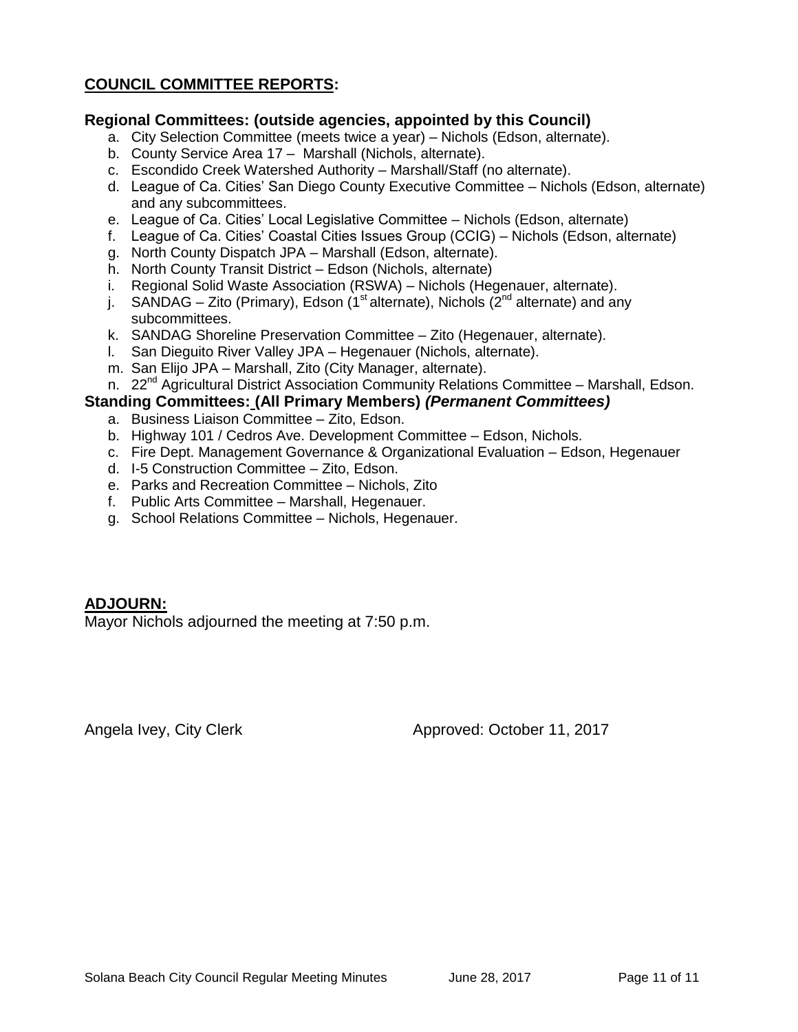## **COUNCIL COMMITTEE REPORTS:**

### **Regional Committees: (outside agencies, appointed by this Council)**

a. City Selection Committee (meets twice a year) – Nichols (Edson, alternate).
b. County Service Area 17 – Marshall (Nichols, alternate).
c. Escondido Creek Watershed Authority – Marshall/Staff (no alternate).
d. League of Ca. Cities' San Diego County Executive Committee – Nichols (Edson, alternate) and any subcommittees.
e. League of Ca. Cities' Local Legislative Committee – Nichols (Edson, alternate)
f. League of Ca. Cities' Coastal Cities Issues Group (CCIG) – Nichols (Edson, alternate)
g. North County Dispatch JPA – Marshall (Edson, alternate).
h. North County Transit District – Edson (Nichols, alternate)
i. Regional Solid Waste Association (RSWA) – Nichols (Hegenauer, alternate).
j. SANDAG – Zito (Primary), Edson (1st alternate), Nichols (2nd alternate) and any subcommittees.
k. SANDAG Shoreline Preservation Committee – Zito (Hegenauer, alternate).
l. San Dieguito River Valley JPA – Hegenauer (Nichols, alternate).
m. San Elijo JPA – Marshall, Zito (City Manager, alternate).
n. 22nd Agricultural District Association Community Relations Committee – Marshall, Edson.

### **Standing Committees: (All Primary Members)** ***(Permanent Committees)***

a. Business Liaison Committee – Zito, Edson.
b. Highway 101 / Cedros Ave. Development Committee – Edson, Nichols.
c. Fire Dept. Management Governance & Organizational Evaluation – Edson, Hegenauer
d. I-5 Construction Committee – Zito, Edson.
e. Parks and Recreation Committee – Nichols, Zito
f. Public Arts Committee – Marshall, Hegenauer.
g. School Relations Committee – Nichols, Hegenauer.

## **ADJOURN:**

Mayor Nichols adjourned the meeting at 7:50 p.m.

Angela Ivey, City Clerk Approved: October 11, 2017